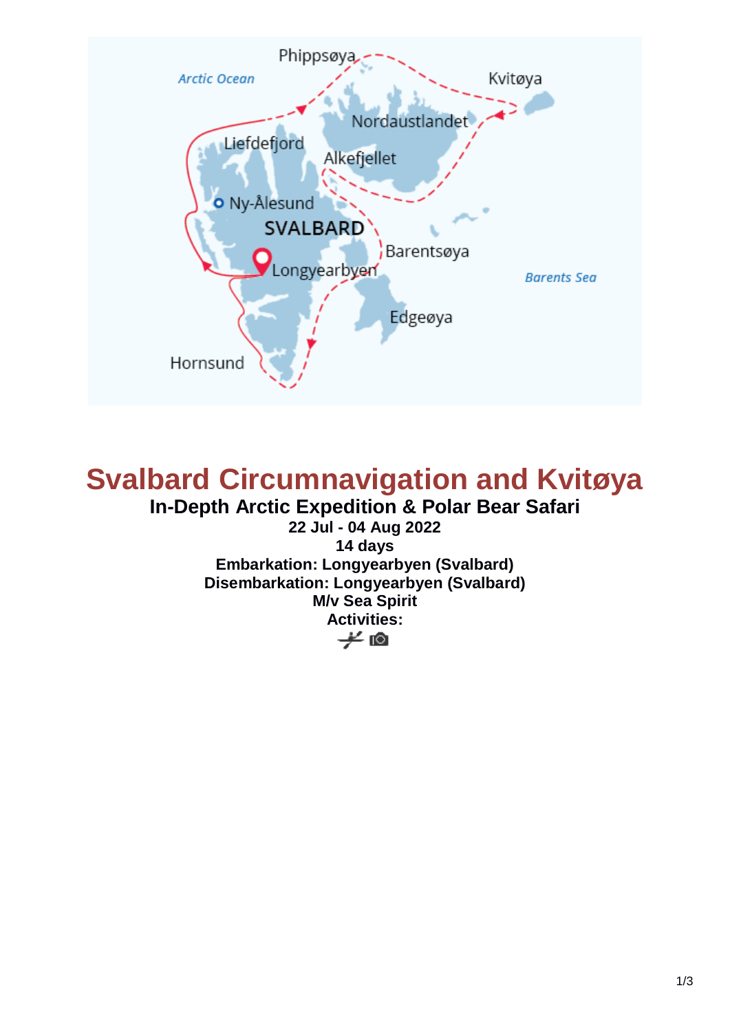# Svalbard Circumnavigation and Kvitøya

## In-Depth Arctic Expedition & Polar Bear Safari

**22 Jul - 04 Aug 2022**

**14 days**

**Embarkation: Longyearbyen (Svalbard)**

**Disembarkation: Longyearbyen (Svalbard)**

**M/v Sea Spirit**

**Activities:**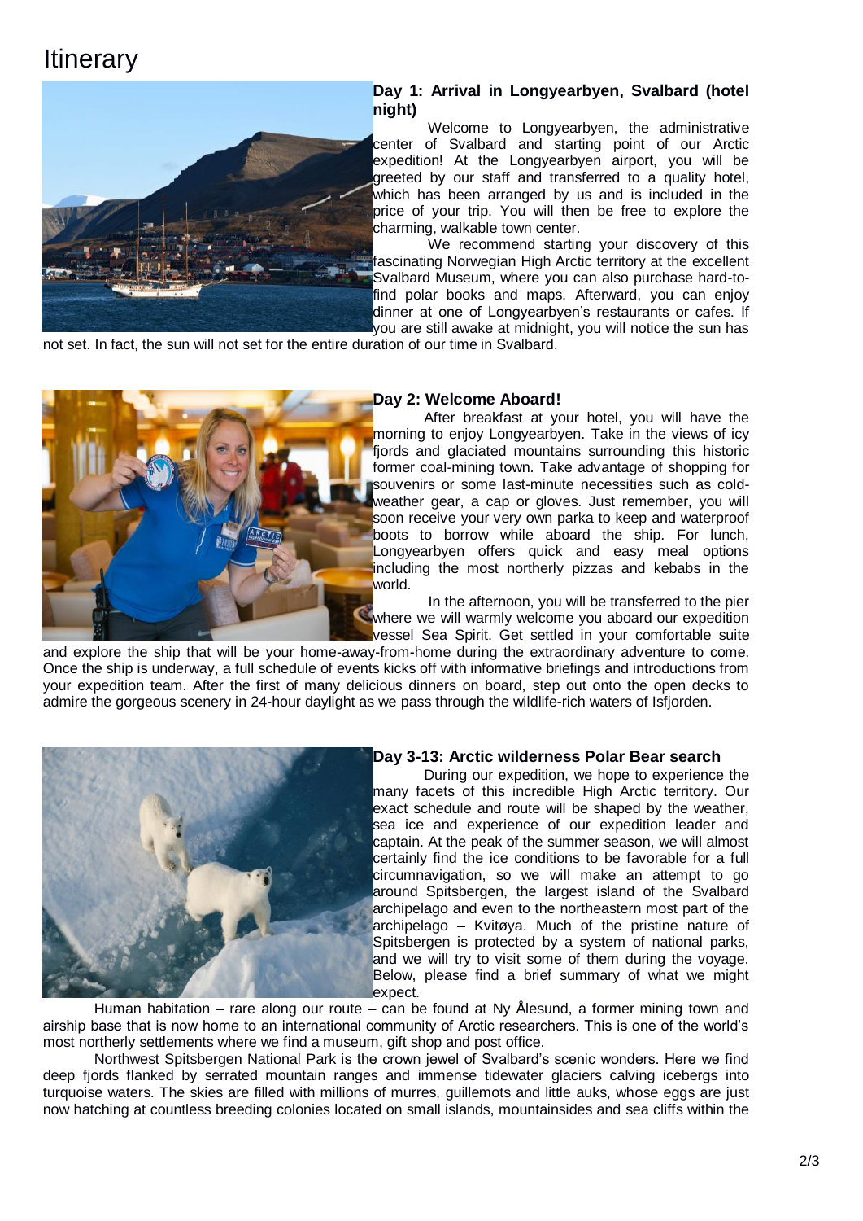# Itinerary

### Day 1: Arrival in Longyearbyen, Svalbard (hotel night)

Welcome to Longyearbyen, the administrative center of Svalbard and starting point of our Arctic expedition! At the Longyearbyen airport, you will be greeted by our staff and transferred to a quality hotel, which has been arranged by us and is included in the price of your trip. You will then be free to explore the charming, walkable town center.

We recommend starting your discovery of this fascinating Norwegian High Arctic territory at the excellent Svalbard Museum, where you can also purchase hard-to-find polar books and maps. Afterward, you can enjoy dinner at one of Longyearbyen's restaurants or cafes. If you are still awake at midnight, you will notice the sun has not set. In fact, the sun will not set for the entire duration of our time in Svalbard.

### Day 2: Welcome Aboard!

After breakfast at your hotel, you will have the morning to enjoy Longyearbyen. Take in the views of icy fjords and glaciated mountains surrounding this historic former coal-mining town. Take advantage of shopping for souvenirs or some last-minute necessities such as cold-weather gear, a cap or gloves. Just remember, you will soon receive your very own parka to keep and waterproof boots to borrow while aboard the ship. For lunch, Longyearbyen offers quick and easy meal options including the most northerly pizzas and kebabs in the world.

In the afternoon, you will be transferred to the pier where we will warmly welcome you aboard our expedition vessel Sea Spirit. Get settled in your comfortable suite and explore the ship that will be your home-away-from-home during the extraordinary adventure to come. Once the ship is underway, a full schedule of events kicks off with informative briefings and introductions from your expedition team. After the first of many delicious dinners on board, step out onto the open decks to admire the gorgeous scenery in 24-hour daylight as we pass through the wildlife-rich waters of Isfjorden.

### Day 3-13: Arctic wilderness Polar Bear search

During our expedition, we hope to experience the many facets of this incredible High Arctic territory. Our exact schedule and route will be shaped by the weather, sea ice and experience of our expedition leader and captain. At the peak of the summer season, we will almost certainly find the ice conditions to be favorable for a full circumnavigation, so we will make an attempt to go around Spitsbergen, the largest island of the Svalbard archipelago and even to the northeastern most part of the archipelago – Kvitøya. Much of the pristine nature of Spitsbergen is protected by a system of national parks, and we will try to visit some of them during the voyage. Below, please find a brief summary of what we might expect.

Human habitation – rare along our route – can be found at Ny Ålesund, a former mining town and airship base that is now home to an international community of Arctic researchers. This is one of the world's most northerly settlements where we find a museum, gift shop and post office.

Northwest Spitsbergen National Park is the crown jewel of Svalbard's scenic wonders. Here we find deep fjords flanked by serrated mountain ranges and immense tidewater glaciers calving icebergs into turquoise waters. The skies are filled with millions of murres, guillemots and little auks, whose eggs are just now hatching at countless breeding colonies located on small islands, mountainsides and sea cliffs within the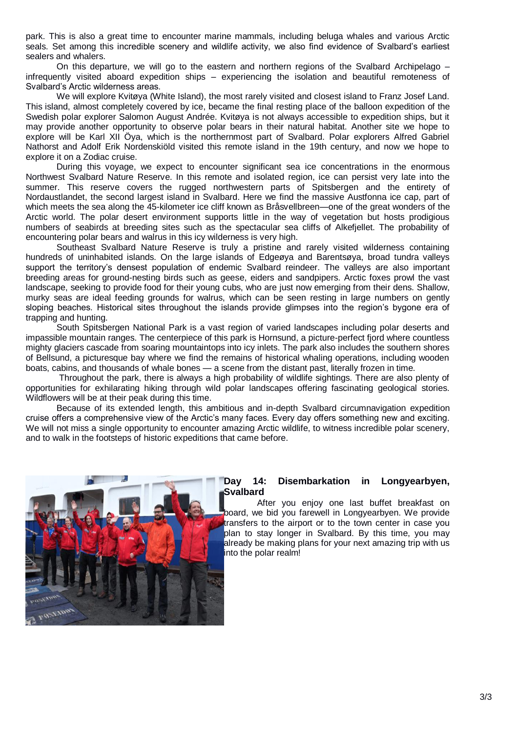park. This is also a great time to encounter marine mammals, including beluga whales and various Arctic seals. Set among this incredible scenery and wildlife activity, we also find evidence of Svalbard's earliest sealers and whalers.

On this departure, we will go to the eastern and northern regions of the Svalbard Archipelago – infrequently visited aboard expedition ships – experiencing the isolation and beautiful remoteness of Svalbard's Arctic wilderness areas.

We will explore Kvitøya (White Island), the most rarely visited and closest island to Franz Josef Land. This island, almost completely covered by ice, became the final resting place of the balloon expedition of the Swedish polar explorer Salomon August Andrée. Kvitøya is not always accessible to expedition ships, but it may provide another opportunity to observe polar bears in their natural habitat. Another site we hope to explore will be Karl XII Öya, which is the northernmost part of Svalbard. Polar explorers Alfred Gabriel Nathorst and Adolf Erik Nordenskiöld visited this remote island in the 19th century, and now we hope to explore it on a Zodiac cruise.

During this voyage, we expect to encounter significant sea ice concentrations in the enormous Northwest Svalbard Nature Reserve. In this remote and isolated region, ice can persist very late into the summer. This reserve covers the rugged northwestern parts of Spitsbergen and the entirety of Nordaustlandet, the second largest island in Svalbard. Here we find the massive Austfonna ice cap, part of which meets the sea along the 45-kilometer ice cliff known as Bråsvellbreen—one of the great wonders of the Arctic world. The polar desert environment supports little in the way of vegetation but hosts prodigious numbers of seabirds at breeding sites such as the spectacular sea cliffs of Alkefjellet. The probability of encountering polar bears and walrus in this icy wilderness is very high.

Southeast Svalbard Nature Reserve is truly a pristine and rarely visited wilderness containing hundreds of uninhabited islands. On the large islands of Edgeøya and Barentsøya, broad tundra valleys support the territory's densest population of endemic Svalbard reindeer. The valleys are also important breeding areas for ground-nesting birds such as geese, eiders and sandpipers. Arctic foxes prowl the vast landscape, seeking to provide food for their young cubs, who are just now emerging from their dens. Shallow, murky seas are ideal feeding grounds for walrus, which can be seen resting in large numbers on gently sloping beaches. Historical sites throughout the islands provide glimpses into the region's bygone era of trapping and hunting.

South Spitsbergen National Park is a vast region of varied landscapes including polar deserts and impassible mountain ranges. The centerpiece of this park is Hornsund, a picture-perfect fjord where countless mighty glaciers cascade from soaring mountaintops into icy inlets. The park also includes the southern shores of Bellsund, a picturesque bay where we find the remains of historical whaling operations, including wooden boats, cabins, and thousands of whale bones — a scene from the distant past, literally frozen in time.

Throughout the park, there is always a high probability of wildlife sightings. There are also plenty of opportunities for exhilarating hiking through wild polar landscapes offering fascinating geological stories. Wildflowers will be at their peak during this time.

Because of its extended length, this ambitious and in-depth Svalbard circumnavigation expedition cruise offers a comprehensive view of the Arctic's many faces. Every day offers something new and exciting. We will not miss a single opportunity to encounter amazing Arctic wildlife, to witness incredible polar scenery, and to walk in the footsteps of historic expeditions that came before.

## Day 14: Disembarkation in Longyearbyen, Svalbard

After you enjoy one last buffet breakfast on board, we bid you farewell in Longyearbyen. We provide transfers to the airport or to the town center in case you plan to stay longer in Svalbard. By this time, you may already be making plans for your next amazing trip with us into the polar realm!